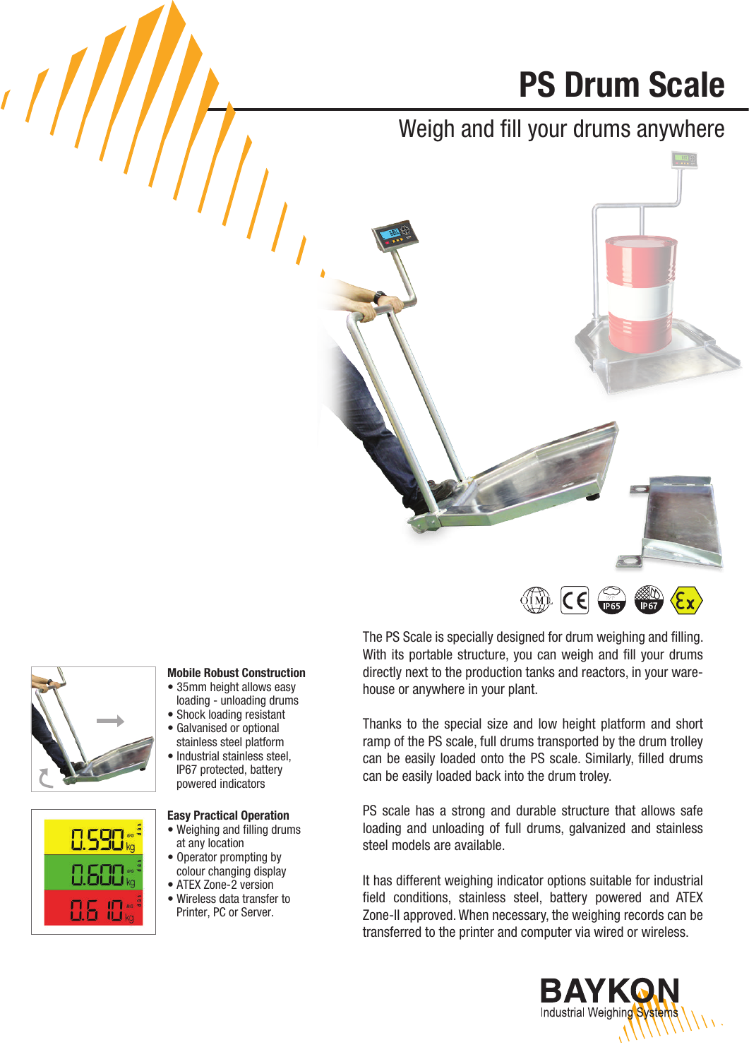# PS Drum Scale

## Weigh and fill your drums anywhere

The PS Scale is specially designed for drum weighing and filling. With its portable structure, you can weigh and fill your drums directly next to the production tanks and reactors, in your warehouse or anywhere in your plant.

Thanks to the special size and low height platform and short ramp of the PS scale, full drums transported by the drum trolley can be easily loaded onto the PS scale. Similarly, filled drums can be easily loaded back into the drum troley.

PS scale has a strong and durable structure that allows safe loading and unloading of full drums, galvanized and stainless steel models are available.

It has different weighing indicator options suitable for industrial field conditions, stainless steel, battery powered and ATEX Zone-II approved. When necessary, the weighing records can be transferred to the printer and computer via wired or wireless.

**Mobile Robust Construction**

- 35mm height allows easy loading - unloading drums
- Shock loading resistant
- Galvanised or optional stainless steel platform
- Industrial stainless steel, IP67 protected, battery powered indicators

**Easy Practical Operation**

- Weighing and filling drums at any location
- Operator prompting by colour changing display
- ATEX Zone-2 version
- Wireless data transfer to Printer, PC or Server.

BAYKON
Industrial Weighing Systems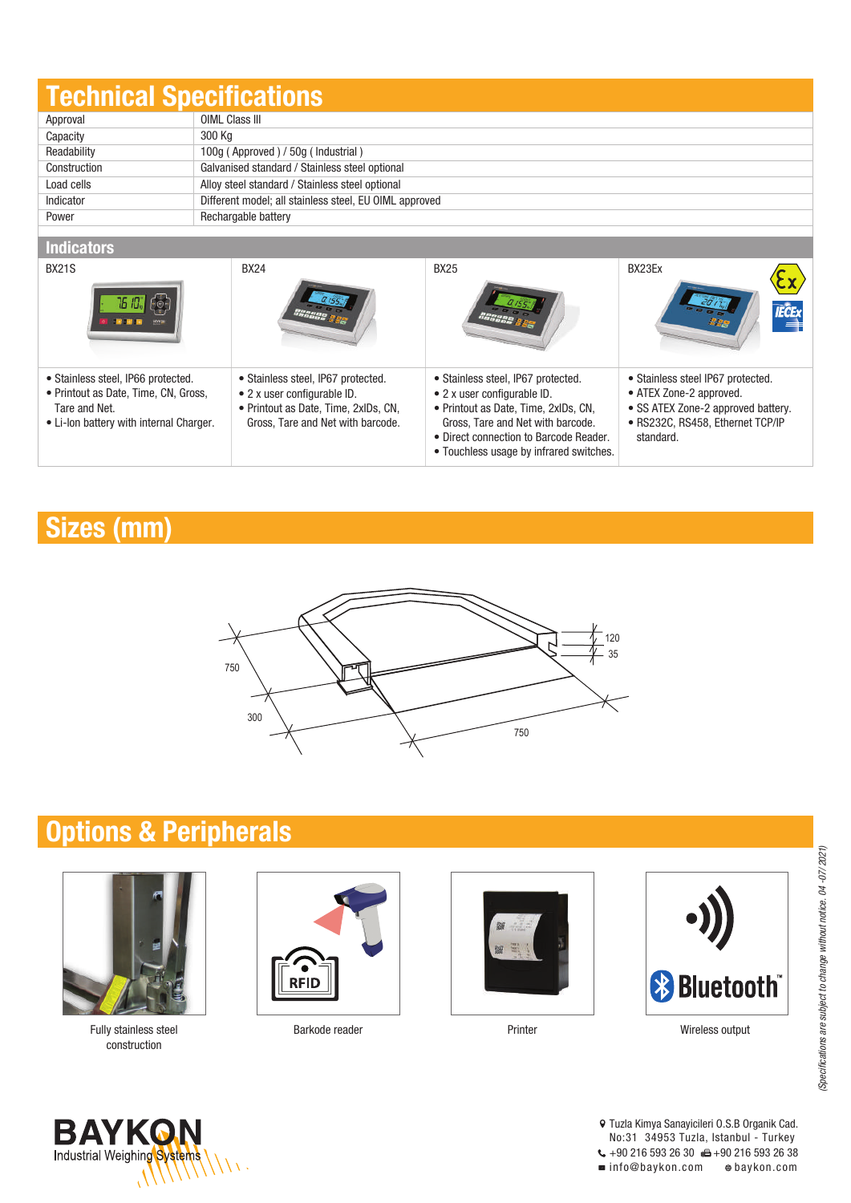# Technical Specifications

| | |
|---|---|
| Approval | OIML Class III |
| Capacity | 300 Kg |
| Readability | 100g ( Approved ) / 50g ( Industrial ) |
| Construction | Galvanised standard / Stainless steel optional |
| Load cells | Alloy steel standard / Stainless steel optional |
| Indicator | Different model; all stainless steel, EU OIML approved |
| Power | Rechargable battery |

## Indicators

| BX21S | BX24 | BX25 | BX23Ex |
|---|---|---|---|
| • Stainless steel, IP66 protected.<br>• Printout as Date, Time, CN, Gross, Tare and Net.<br>• Li-Ion battery with internal Charger. | • Stainless steel, IP67 protected.<br>• 2 x user configurable ID.<br>• Printout as Date, Time, 2xIDs, CN, Gross, Tare and Net with barcode. | • Stainless steel, IP67 protected.<br>• 2 x user configurable ID.<br>• Printout as Date, Time, 2xIDs, CN, Gross, Tare and Net with barcode.<br>• Direct connection to Barcode Reader.<br>• Touchless usage by infrared switches. | • Stainless steel IP67 protected.<br>• ATEX Zone-2 approved.<br>• SS ATEX Zone-2 approved battery.<br>• RS232C, RS458, Ethernet TCP/IP standard. |

# Sizes (mm)

750

300

750

120

35

# Options & Peripherals

Fully stainless steel construction

Barkode reader

Printer

Wireless output

*(Specifications are subject to change without notice. 04 -07/ 2021)*

BAYKON
Industrial Weighing Systems

Tuzla Kimya Sanayicileri O.S.B Organik Cad. No:31 34953 Tuzla, Istanbul - Turkey
+90 216 593 26 30 +90 216 593 26 38
info@baykon.com baykon.com